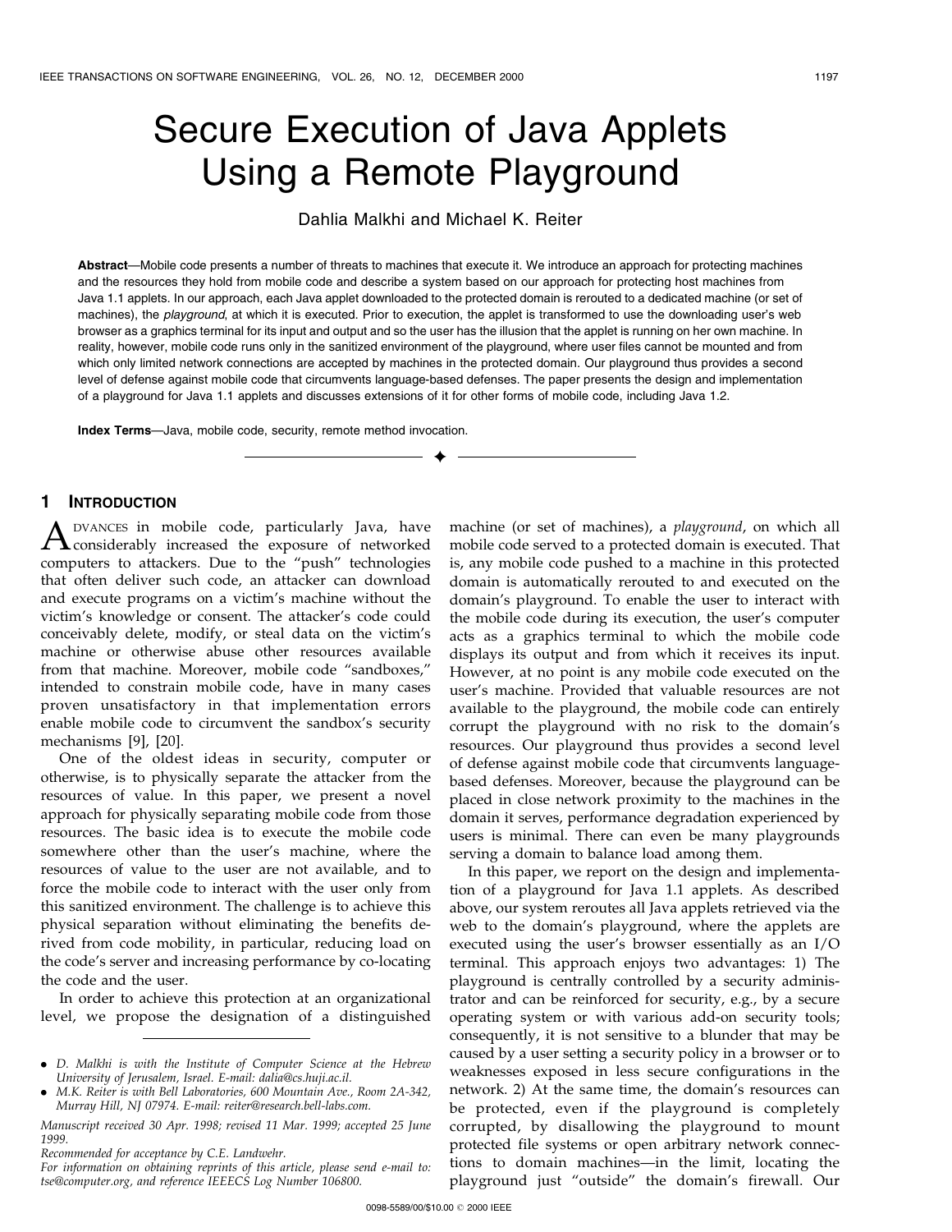# Secure Execution of Java Applets Using a Remote Playground

Dahlia Malkhi and Michael K. Reiter

**Abstract**—Mobile code presents a number of threats to machines that execute it. We introduce an approach for protecting machines and the resources they hold from mobile code and describe a system based on our approach for protecting host machines from Java 1.1 applets. In our approach, each Java applet downloaded to the protected domain is rerouted to a dedicated machine (or set of machines), the *playground*, at which it is executed. Prior to execution, the applet is transformed to use the downloading user's web browser as a graphics terminal for its input and output and so the user has the illusion that the applet is running on her own machine. In reality, however, mobile code runs only in the sanitized environment of the playground, where user files cannot be mounted and from which only limited network connections are accepted by machines in the protected domain. Our playground thus provides a second level of defense against mobile code that circumvents language-based defenses. The paper presents the design and implementation of a playground for Java 1.1 applets and discusses extensions of it for other forms of mobile code, including Java 1.2.

**Index Terms**—Java, mobile code, security, remote method invocation.

## 1 Introduction

Advances in mobile code, particularly Java, have considerably increased the exposure of networked computers to attackers. Due to the "push" technologies that often deliver such code, an attacker can download and execute programs on a victim's machine without the victim's knowledge or consent. The attacker's code could conceivably delete, modify, or steal data on the victim's machine or otherwise abuse other resources available from that machine. Moreover, mobile code "sandboxes," intended to constrain mobile code, have in many cases proven unsatisfactory in that implementation errors enable mobile code to circumvent the sandbox's security mechanisms [9], [20].

One of the oldest ideas in security, computer or otherwise, is to physically separate the attacker from the resources of value. In this paper, we present a novel approach for physically separating mobile code from those resources. The basic idea is to execute the mobile code somewhere other than the user's machine, where the resources of value to the user are not available, and to force the mobile code to interact with the user only from this sanitized environment. The challenge is to achieve this physical separation without eliminating the benefits derived from code mobility, in particular, reducing load on the code's server and increasing performance by co-locating the code and the user.

In order to achieve this protection at an organizational level, we propose the designation of a distinguished machine (or set of machines), a *playground*, on which all mobile code served to a protected domain is executed. That is, any mobile code pushed to a machine in this protected domain is automatically rerouted to and executed on the domain's playground. To enable the user to interact with the mobile code during its execution, the user's computer acts as a graphics terminal to which the mobile code displays its output and from which it receives its input. However, at no point is any mobile code executed on the user's machine. Provided that valuable resources are not available to the playground, the mobile code can entirely corrupt the playground with no risk to the domain's resources. Our playground thus provides a second level of defense against mobile code that circumvents language-based defenses. Moreover, because the playground can be placed in close network proximity to the machines in the domain it serves, performance degradation experienced by users is minimal. There can even be many playgrounds serving a domain to balance load among them.

In this paper, we report on the design and implementation of a playground for Java 1.1 applets. As described above, our system reroutes all Java applets retrieved via the web to the domain's playground, where the applets are executed using the user's browser essentially as an I/O terminal. This approach enjoys two advantages: 1) The playground is centrally controlled by a security administrator and can be reinforced for security, e.g., by a secure operating system or with various add-on security tools; consequently, it is not sensitive to a blunder that may be caused by a user setting a security policy in a browser or to weaknesses exposed in less secure configurations in the network. 2) At the same time, the domain's resources can be protected, even if the playground is completely corrupted, by disallowing the playground to mount protected file systems or open arbitrary network connections to domain machines—in the limit, locating the playground just "outside" the domain's firewall. Our

- D. Malkhi is with the Institute of Computer Science at the Hebrew University of Jerusalem, Israel. E-mail: dalia@cs.huji.ac.il.
- M.K. Reiter is with Bell Laboratories, 600 Mountain Ave., Room 2A-342, Murray Hill, NJ 07974. E-mail: reiter@research.bell-labs.com.

Manuscript received 30 Apr. 1998; revised 11 Mar. 1999; accepted 25 June 1999.

Recommended for acceptance by C.E. Landwehr.

For information on obtaining reprints of this article, please send e-mail to: tse@computer.org, and reference IEEECS Log Number 106800.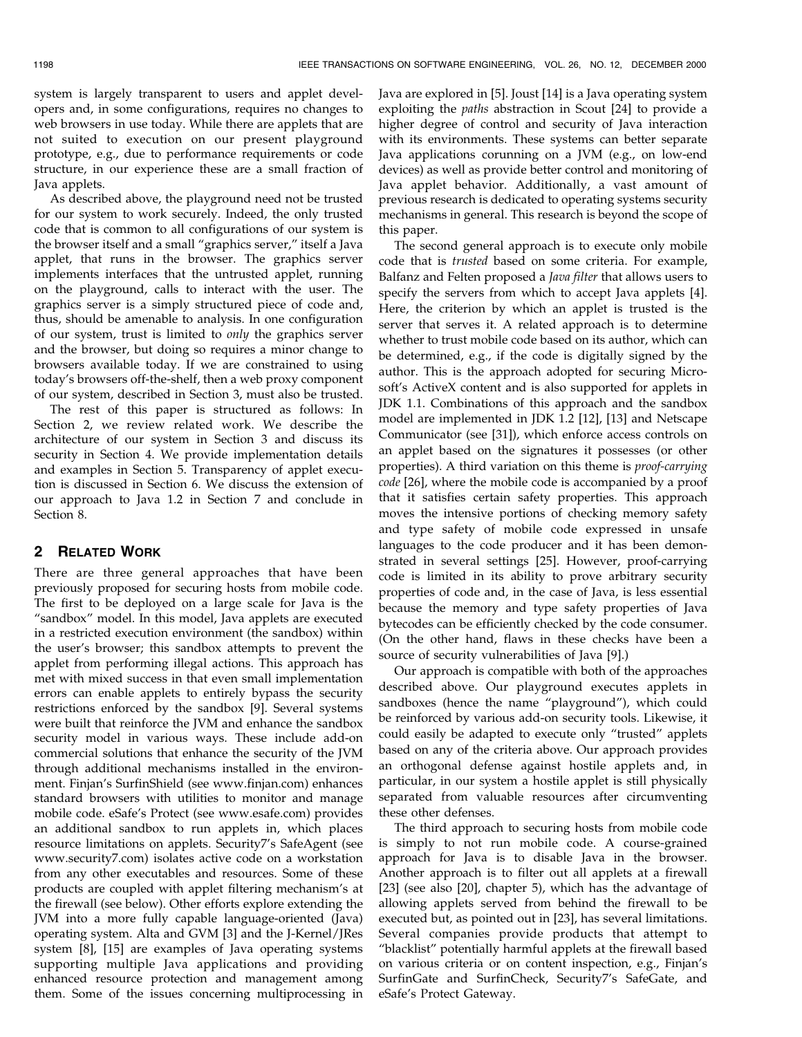system is largely transparent to users and applet developers and, in some configurations, requires no changes to web browsers in use today. While there are applets that are not suited to execution on our present playground prototype, e.g., due to performance requirements or code structure, in our experience these are a small fraction of Java applets.

As described above, the playground need not be trusted for our system to work securely. Indeed, the only trusted code that is common to all configurations of our system is the browser itself and a small "graphics server," itself a Java applet, that runs in the browser. The graphics server implements interfaces that the untrusted applet, running on the playground, calls to interact with the user. The graphics server is a simply structured piece of code and, thus, should be amenable to analysis. In one configuration of our system, trust is limited to *only* the graphics server and the browser, but doing so requires a minor change to browsers available today. If we are constrained to using today's browsers off-the-shelf, then a web proxy component of our system, described in Section 3, must also be trusted.

The rest of this paper is structured as follows: In Section 2, we review related work. We describe the architecture of our system in Section 3 and discuss its security in Section 4. We provide implementation details and examples in Section 5. Transparency of applet execution is discussed in Section 6. We discuss the extension of our approach to Java 1.2 in Section 7 and conclude in Section 8.

## 2 Related Work

There are three general approaches that have been previously proposed for securing hosts from mobile code. The first to be deployed on a large scale for Java is the "sandbox" model. In this model, Java applets are executed in a restricted execution environment (the sandbox) within the user's browser; this sandbox attempts to prevent the applet from performing illegal actions. This approach has met with mixed success in that even small implementation errors can enable applets to entirely bypass the security restrictions enforced by the sandbox [9]. Several systems were built that reinforce the JVM and enhance the sandbox security model in various ways. These include add-on commercial solutions that enhance the security of the JVM through additional mechanisms installed in the environment. Finjan's SurfinShield (see www.finjan.com) enhances standard browsers with utilities to monitor and manage mobile code. eSafe's Protect (see www.esafe.com) provides an additional sandbox to run applets in, which places resource limitations on applets. Security7's SafeAgent (see www.security7.com) isolates active code on a workstation from any other executables and resources. Some of these products are coupled with applet filtering mechanism's at the firewall (see below). Other efforts explore extending the JVM into a more fully capable language-oriented (Java) operating system. Alta and GVM [3] and the J-Kernel/JRes system [8], [15] are examples of Java operating systems supporting multiple Java applications and providing enhanced resource protection and management among them. Some of the issues concerning multiprocessing in Java are explored in [5]. Joust [14] is a Java operating system exploiting the *paths* abstraction in Scout [24] to provide a higher degree of control and security of Java interaction with its environments. These systems can better separate Java applications corunning on a JVM (e.g., on low-end devices) as well as provide better control and monitoring of Java applet behavior. Additionally, a vast amount of previous research is dedicated to operating systems security mechanisms in general. This research is beyond the scope of this paper.

The second general approach is to execute only mobile code that is *trusted* based on some criteria. For example, Balfanz and Felten proposed a *Java filter* that allows users to specify the servers from which to accept Java applets [4]. Here, the criterion by which an applet is trusted is the server that serves it. A related approach is to determine whether to trust mobile code based on its author, which can be determined, e.g., if the code is digitally signed by the author. This is the approach adopted for securing Microsoft's ActiveX content and is also supported for applets in JDK 1.1. Combinations of this approach and the sandbox model are implemented in JDK 1.2 [12], [13] and Netscape Communicator (see [31]), which enforce access controls on an applet based on the signatures it possesses (or other properties). A third variation on this theme is *proof-carrying code* [26], where the mobile code is accompanied by a proof that it satisfies certain safety properties. This approach moves the intensive portions of checking memory safety and type safety of mobile code expressed in unsafe languages to the code producer and it has been demonstrated in several settings [25]. However, proof-carrying code is limited in its ability to prove arbitrary security properties of code and, in the case of Java, is less essential because the memory and type safety properties of Java bytecodes can be efficiently checked by the code consumer. (On the other hand, flaws in these checks have been a source of security vulnerabilities of Java [9].)

Our approach is compatible with both of the approaches described above. Our playground executes applets in sandboxes (hence the name "playground"), which could be reinforced by various add-on security tools. Likewise, it could easily be adapted to execute only "trusted" applets based on any of the criteria above. Our approach provides an orthogonal defense against hostile applets and, in particular, in our system a hostile applet is still physically separated from valuable resources after circumventing these other defenses.

The third approach to securing hosts from mobile code is simply to not run mobile code. A course-grained approach for Java is to disable Java in the browser. Another approach is to filter out all applets at a firewall [23] (see also [20], chapter 5), which has the advantage of allowing applets served from behind the firewall to be executed but, as pointed out in [23], has several limitations. Several companies provide products that attempt to "blacklist" potentially harmful applets at the firewall based on various criteria or on content inspection, e.g., Finjan's SurfinGate and SurfinCheck, Security7's SafeGate, and eSafe's Protect Gateway.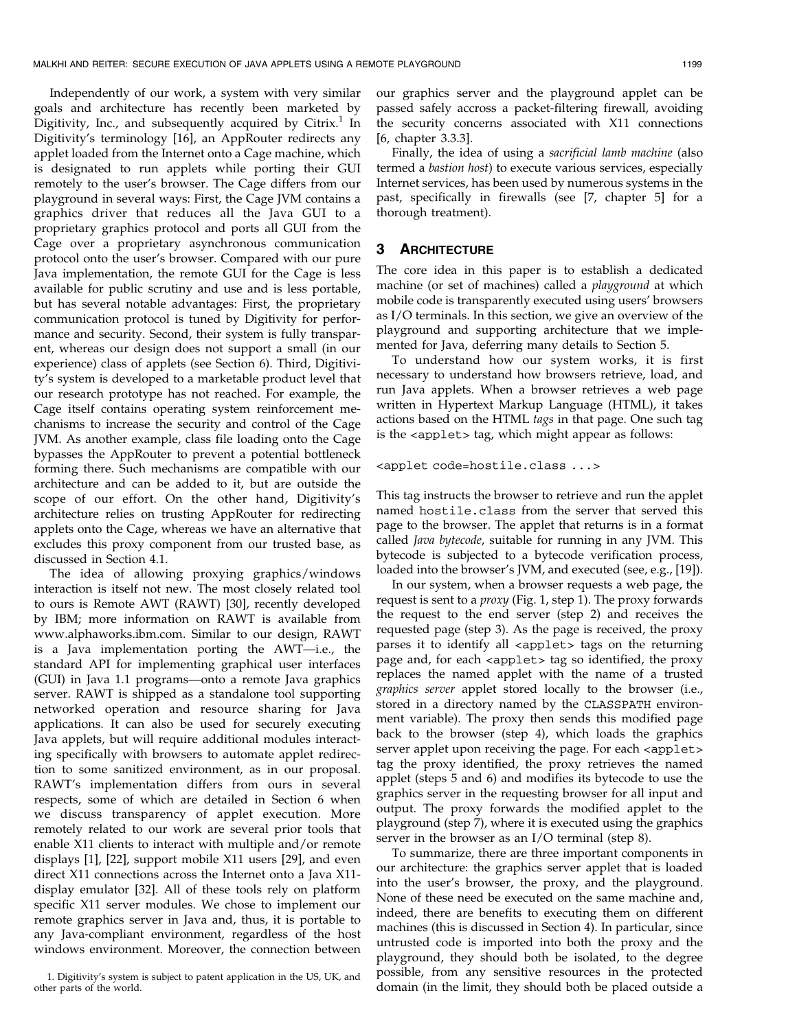Independently of our work, a system with very similar goals and architecture has recently been marketed by Digitivity, Inc., and subsequently acquired by Citrix.[1] In Digitivity's terminology [16], an AppRouter redirects any applet loaded from the Internet onto a Cage machine, which is designated to run applets while porting their GUI remotely to the user's browser. The Cage differs from our playground in several ways: First, the Cage JVM contains a graphics driver that reduces all the Java GUI to a proprietary graphics protocol and ports all GUI from the Cage over a proprietary asynchronous communication protocol onto the user's browser. Compared with our pure Java implementation, the remote GUI for the Cage is less available for public scrutiny and use and is less portable, but has several notable advantages: First, the proprietary communication protocol is tuned by Digitivity for performance and security. Second, their system is fully transparent, whereas our design does not support a small (in our experience) class of applets (see Section 6). Third, Digitivity's system is developed to a marketable product level that our research prototype has not reached. For example, the Cage itself contains operating system reinforcement mechanisms to increase the security and control of the Cage JVM. As another example, class file loading onto the Cage bypasses the AppRouter to prevent a potential bottleneck forming there. Such mechanisms are compatible with our architecture and can be added to it, but are outside the scope of our effort. On the other hand, Digitivity's architecture relies on trusting AppRouter for redirecting applets onto the Cage, whereas we have an alternative that excludes this proxy component from our trusted base, as discussed in Section 4.1.

The idea of allowing proxying graphics/windows interaction is itself not new. The most closely related tool to ours is Remote AWT (RAWT) [30], recently developed by IBM; more information on RAWT is available from www.alphaworks.ibm.com. Similar to our design, RAWT is a Java implementation porting the AWT—i.e., the standard API for implementing graphical user interfaces (GUI) in Java 1.1 programs—onto a remote Java graphics server. RAWT is shipped as a standalone tool supporting networked operation and resource sharing for Java applications. It can also be used for securely executing Java applets, but will require additional modules interacting specifically with browsers to automate applet redirection to some sanitized environment, as in our proposal. RAWT's implementation differs from ours in several respects, some of which are detailed in Section 6 when we discuss transparency of applet execution. More remotely related to our work are several prior tools that enable X11 clients to interact with multiple and/or remote displays [1], [22], support mobile X11 users [29], and even direct X11 connections across the Internet onto a Java X11-display emulator [32]. All of these tools rely on platform specific X11 server modules. We chose to implement our remote graphics server in Java and, thus, it is portable to any Java-compliant environment, regardless of the host windows environment. Moreover, the connection between our graphics server and the playground applet can be passed safely accross a packet-filtering firewall, avoiding the security concerns associated with X11 connections [6, chapter 3.3.3].

Finally, the idea of using a *sacrificial lamb machine* (also termed a *bastion host*) to execute various services, especially Internet services, has been used by numerous systems in the past, specifically in firewalls (see [7, chapter 5] for a thorough treatment).

1. Digitivity's system is subject to patent application in the US, UK, and other parts of the world.

## 3 Architecture

The core idea in this paper is to establish a dedicated machine (or set of machines) called a *playground* at which mobile code is transparently executed using users' browsers as I/O terminals. In this section, we give an overview of the playground and supporting architecture that we implemented for Java, deferring many details to Section 5.

To understand how our system works, it is first necessary to understand how browsers retrieve, load, and run Java applets. When a browser retrieves a web page written in Hypertext Markup Language (HTML), it takes actions based on the HTML *tags* in that page. One such tag is the `<applet>` tag, which might appear as follows:

```
<applet code=hostile.class ...>
```

This tag instructs the browser to retrieve and run the applet named `hostile.class` from the server that served this page to the browser. The applet that returns is in a format called *Java bytecode*, suitable for running in any JVM. This bytecode is subjected to a bytecode verification process, loaded into the browser's JVM, and executed (see, e.g., [19]).

In our system, when a browser requests a web page, the request is sent to a *proxy* (Fig. 1, step 1). The proxy forwards the request to the end server (step 2) and receives the requested page (step 3). As the page is received, the proxy parses it to identify all `<applet>` tags on the returning page and, for each `<applet>` tag so identified, the proxy replaces the named applet with the name of a trusted *graphics server* applet stored locally to the browser (i.e., stored in a directory named by the `CLASSPATH` environment variable). The proxy then sends this modified page back to the browser (step 4), which loads the graphics server applet upon receiving the page. For each `<applet>` tag the proxy identified, the proxy retrieves the named applet (steps 5 and 6) and modifies its bytecode to use the graphics server in the requesting browser for all input and output. The proxy forwards the modified applet to the playground (step 7), where it is executed using the graphics server in the browser as an I/O terminal (step 8).

To summarize, there are three important components in our architecture: the graphics server applet that is loaded into the user's browser, the proxy, and the playground. None of these need be executed on the same machine and, indeed, there are benefits to executing them on different machines (this is discussed in Section 4). In particular, since untrusted code is imported into both the proxy and the playground, they should both be isolated, to the degree possible, from any sensitive resources in the protected domain (in the limit, they should both be placed outside a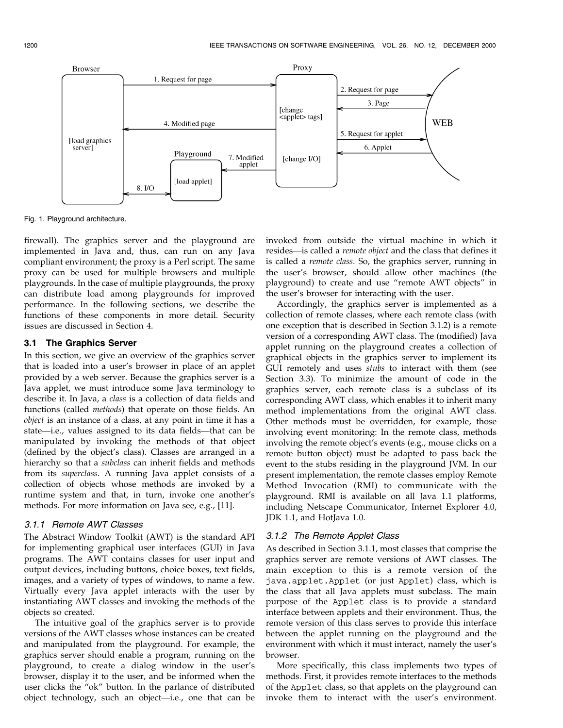Browser

Proxy

1. Request for page

2. Request for page

3. Page

[change <applet> tags]

4. Modified page

WEB

[load graphics server]

5. Request for applet

6. Applet

Playground

7. Modified applet

[change I/O]

[load applet]

8. I/O

Fig. 1. Playground architecture.

firewall). The graphics server and the playground are implemented in Java and, thus, can run on any Java compliant environment; the proxy is a Perl script. The same proxy can be used for multiple browsers and multiple playgrounds. In the case of multiple playgrounds, the proxy can distribute load among playgrounds for improved performance. In the following sections, we describe the functions of these components in more detail. Security issues are discussed in Section 4.

### 3.1 The Graphics Server

In this section, we give an overview of the graphics server that is loaded into a user's browser in place of an applet provided by a web server. Because the graphics server is a Java applet, we must introduce some Java terminology to describe it. In Java, a *class* is a collection of data fields and functions (called *methods*) that operate on those fields. An *object* is an instance of a class, at any point in time it has a state—i.e., values assigned to its data fields—that can be manipulated by invoking the methods of that object (defined by the object's class). Classes are arranged in a hierarchy so that a *subclass* can inherit fields and methods from its *superclass*. A running Java applet consists of a collection of objects whose methods are invoked by a runtime system and that, in turn, invoke one another's methods. For more information on Java see, e.g., [11].

#### 3.1.1 Remote AWT Classes

The Abstract Window Toolkit (AWT) is the standard API for implementing graphical user interfaces (GUI) in Java programs. The AWT contains classes for user input and output devices, including buttons, choice boxes, text fields, images, and a variety of types of windows, to name a few. Virtually every Java applet interacts with the user by instantiating AWT classes and invoking the methods of the objects so created.

The intuitive goal of the graphics server is to provide versions of the AWT classes whose instances can be created and manipulated from the playground. For example, the graphics server should enable a program, running on the playground, to create a dialog window in the user's browser, display it to the user, and be informed when the user clicks the "ok" button. In the parlance of distributed object technology, such an object—i.e., one that can be invoked from outside the virtual machine in which it resides—is called a *remote object* and the class that defines it is called a *remote class*. So, the graphics server, running in the user's browser, should allow other machines (the playground) to create and use "remote AWT objects" in the user's browser for interacting with the user.

Accordingly, the graphics server is implemented as a collection of remote classes, where each remote class (with one exception that is described in Section 3.1.2) is a remote version of a corresponding AWT class. The (modified) Java applet running on the playground creates a collection of graphical objects in the graphics server to implement its GUI remotely and uses *stubs* to interact with them (see Section 3.3). To minimize the amount of code in the graphics server, each remote class is a subclass of its corresponding AWT class, which enables it to inherit many method implementations from the original AWT class. Other methods must be overridden, for example, those involving event monitoring: In the remote class, methods involving the remote object's events (e.g., mouse clicks on a remote button object) must be adapted to pass back the event to the stubs residing in the playground JVM. In our present implementation, the remote classes employ Remote Method Invocation (RMI) to communicate with the playground. RMI is available on all Java 1.1 platforms, including Netscape Communicator, Internet Explorer 4.0, JDK 1.1, and HotJava 1.0.

#### 3.1.2 The Remote Applet Class

As described in Section 3.1.1, most classes that comprise the graphics server are remote versions of AWT classes. The main exception to this is a remote version of the `java.applet.Applet` (or just `Applet`) class, which is the class that all Java applets must subclass. The main purpose of the `Applet` class is to provide a standard interface between applets and their environment. Thus, the remote version of this class serves to provide this interface between the applet running on the playground and the environment with which it must interact, namely the user's browser.

More specifically, this class implements two types of methods. First, it provides remote interfaces to the methods of the `Applet` class, so that applets on the playground can invoke them to interact with the user's environment.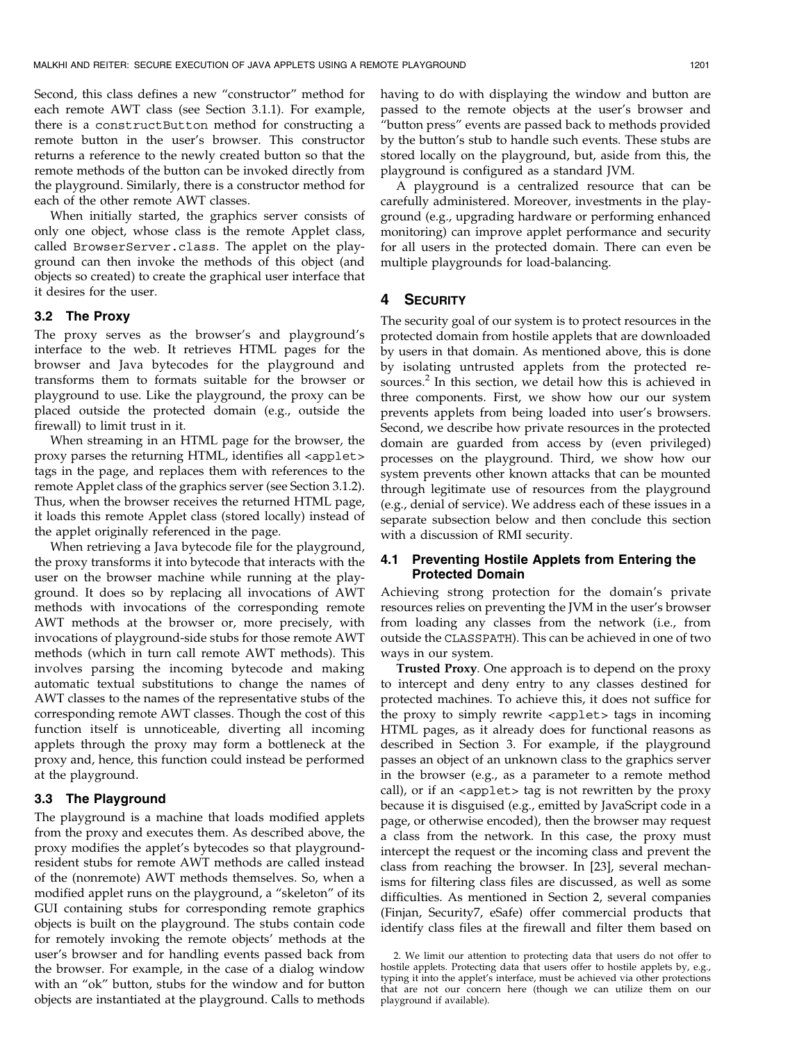Second, this class defines a new "constructor" method for each remote AWT class (see Section 3.1.1). For example, there is a constructButton method for constructing a remote button in the user's browser. This constructor returns a reference to the newly created button so that the remote methods of the button can be invoked directly from the playground. Similarly, there is a constructor method for each of the other remote AWT classes.

When initially started, the graphics server consists of only one object, whose class is the remote Applet class, called BrowserServer.class. The applet on the playground can then invoke the methods of this object (and objects so created) to create the graphical user interface that it desires for the user.

### 3.2 The Proxy

The proxy serves as the browser's and playground's interface to the web. It retrieves HTML pages for the browser and Java bytecodes for the playground and transforms them to formats suitable for the browser or playground to use. Like the playground, the proxy can be placed outside the protected domain (e.g., outside the firewall) to limit trust in it.

When streaming in an HTML page for the browser, the proxy parses the returning HTML, identifies all <applet> tags in the page, and replaces them with references to the remote Applet class of the graphics server (see Section 3.1.2). Thus, when the browser receives the returned HTML page, it loads this remote Applet class (stored locally) instead of the applet originally referenced in the page.

When retrieving a Java bytecode file for the playground, the proxy transforms it into bytecode that interacts with the user on the browser machine while running at the playground. It does so by replacing all invocations of AWT methods with invocations of the corresponding remote AWT methods at the browser or, more precisely, with invocations of playground-side stubs for those remote AWT methods (which in turn call remote AWT methods). This involves parsing the incoming bytecode and making automatic textual substitutions to change the names of AWT classes to the names of the representative stubs of the corresponding remote AWT classes. Though the cost of this function itself is unnoticeable, diverting all incoming applets through the proxy may form a bottleneck at the proxy and, hence, this function could instead be performed at the playground.

### 3.3 The Playground

The playground is a machine that loads modified applets from the proxy and executes them. As described above, the proxy modifies the applet's bytecodes so that playground-resident stubs for remote AWT methods are called instead of the (nonremote) AWT methods themselves. So, when a modified applet runs on the playground, a "skeleton" of its GUI containing stubs for corresponding remote graphics objects is built on the playground. The stubs contain code for remotely invoking the remote objects' methods at the user's browser and for handling events passed back from the browser. For example, in the case of a dialog window with an "ok" button, stubs for the window and for button objects are instantiated at the playground. Calls to methods having to do with displaying the window and button are passed to the remote objects at the user's browser and "button press" events are passed back to methods provided by the button's stub to handle such events. These stubs are stored locally on the playground, but, aside from this, the playground is configured as a standard JVM.

A playground is a centralized resource that can be carefully administered. Moreover, investments in the playground (e.g., upgrading hardware or performing enhanced monitoring) can improve applet performance and security for all users in the protected domain. There can even be multiple playgrounds for load-balancing.

## 4 Security

The security goal of our system is to protect resources in the protected domain from hostile applets that are downloaded by users in that domain. As mentioned above, this is done by isolating untrusted applets from the protected resources.[2] In this section, we detail how this is achieved in three components. First, we show how our our system prevents applets from being loaded into user's browsers. Second, we describe how private resources in the protected domain are guarded from access by (even privileged) processes on the playground. Third, we show how our system prevents other known attacks that can be mounted through legitimate use of resources from the playground (e.g., denial of service). We address each of these issues in a separate subsection below and then conclude this section with a discussion of RMI security.

### 4.1 Preventing Hostile Applets from Entering the Protected Domain

Achieving strong protection for the domain's private resources relies on preventing the JVM in the user's browser from loading any classes from the network (i.e., from outside the CLASSPATH). This can be achieved in one of two ways in our system.

**Trusted Proxy**. One approach is to depend on the proxy to intercept and deny entry to any classes destined for protected machines. To achieve this, it does not suffice for the proxy to simply rewrite <applet> tags in incoming HTML pages, as it already does for functional reasons as described in Section 3. For example, if the playground passes an object of an unknown class to the graphics server in the browser (e.g., as a parameter to a remote method call), or if an <applet> tag is not rewritten by the proxy because it is disguised (e.g., emitted by JavaScript code in a page, or otherwise encoded), then the browser may request a class from the network. In this case, the proxy must intercept the request or the incoming class and prevent the class from reaching the browser. In [23], several mechanisms for filtering class files are discussed, as well as some difficulties. As mentioned in Section 2, several companies (Finjan, Security7, eSafe) offer commercial products that identify class files at the firewall and filter them based on

2. We limit our attention to protecting data that users do not offer to hostile applets. Protecting data that users offer to hostile applets by, e.g., typing it into the applet's interface, must be achieved via other protections that are not our concern here (though we can utilize them on our playground if available).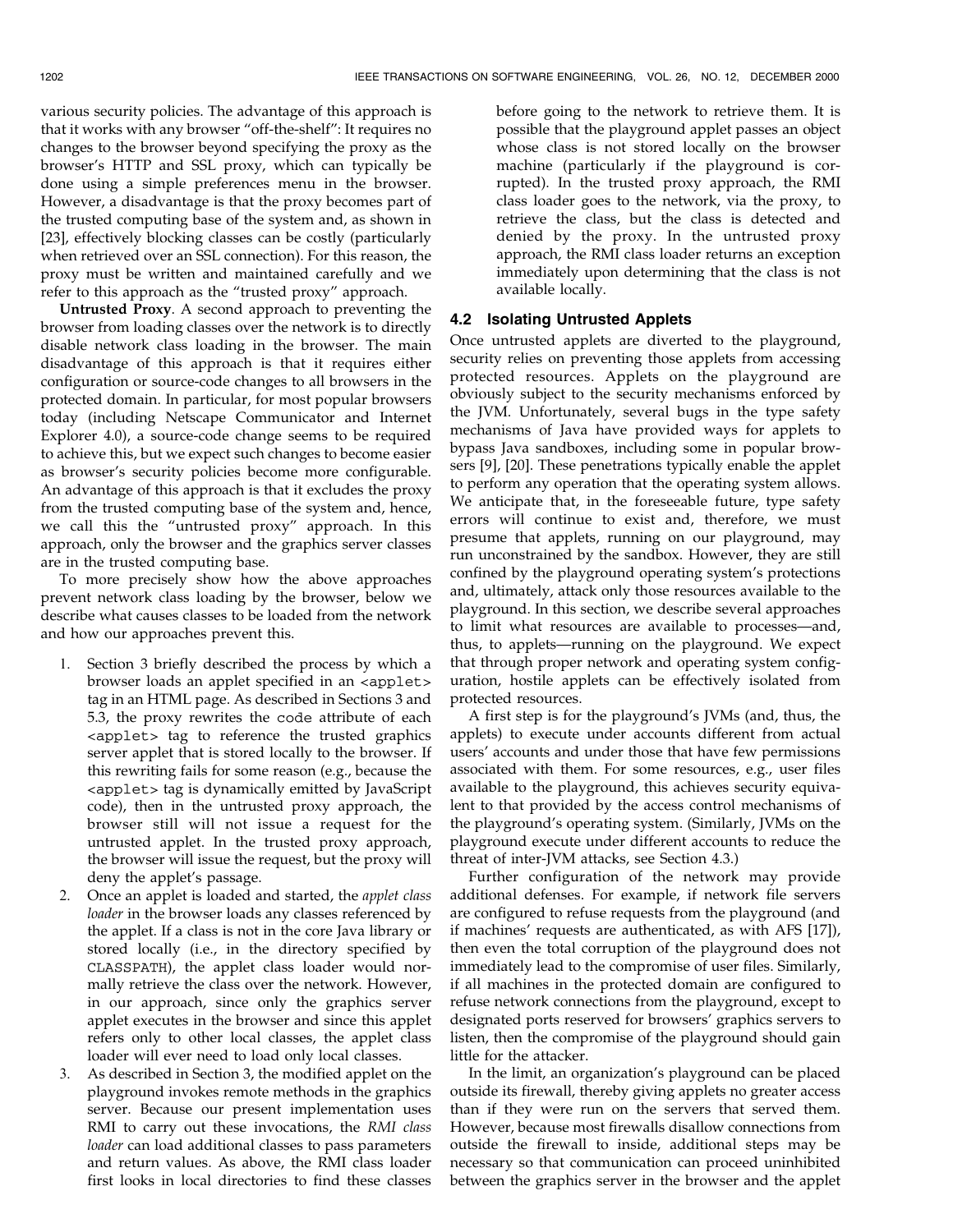various security policies. The advantage of this approach is that it works with any browser "off-the-shelf": It requires no changes to the browser beyond specifying the proxy as the browser's HTTP and SSL proxy, which can typically be done using a simple preferences menu in the browser. However, a disadvantage is that the proxy becomes part of the trusted computing base of the system and, as shown in [23], effectively blocking classes can be costly (particularly when retrieved over an SSL connection). For this reason, the proxy must be written and maintained carefully and we refer to this approach as the "trusted proxy" approach.

**Untrusted Proxy**. A second approach to preventing the browser from loading classes over the network is to directly disable network class loading in the browser. The main disadvantage of this approach is that it requires either configuration or source-code changes to all browsers in the protected domain. In particular, for most popular browsers today (including Netscape Communicator and Internet Explorer 4.0), a source-code change seems to be required to achieve this, but we expect such changes to become easier as browser's security policies become more configurable. An advantage of this approach is that it excludes the proxy from the trusted computing base of the system and, hence, we call this the "untrusted proxy" approach. In this approach, only the browser and the graphics server classes are in the trusted computing base.

To more precisely show how the above approaches prevent network class loading by the browser, below we describe what causes classes to be loaded from the network and how our approaches prevent this.

1. Section 3 briefly described the process by which a browser loads an applet specified in an `<applet>` tag in an HTML page. As described in Sections 3 and 5.3, the proxy rewrites the `code` attribute of each `<applet>` tag to reference the trusted graphics server applet that is stored locally to the browser. If this rewriting fails for some reason (e.g., because the `<applet>` tag is dynamically emitted by JavaScript code), then in the untrusted proxy approach, the browser still will not issue a request for the untrusted applet. In the trusted proxy approach, the browser will issue the request, but the proxy will deny the applet's passage.
2. Once an applet is loaded and started, the *applet class loader* in the browser loads any classes referenced by the applet. If a class is not in the core Java library or stored locally (i.e., in the directory specified by `CLASSPATH`), the applet class loader would normally retrieve the class over the network. However, in our approach, since only the graphics server applet executes in the browser and since this applet refers only to other local classes, the applet class loader will ever need to load only local classes.
3. As described in Section 3, the modified applet on the playground invokes remote methods in the graphics server. Because our present implementation uses RMI to carry out these invocations, the *RMI class loader* can load additional classes to pass parameters and return values. As above, the RMI class loader first looks in local directories to find these classes before going to the network to retrieve them. It is possible that the playground applet passes an object whose class is not stored locally on the browser machine (particularly if the playground is corrupted). In the trusted proxy approach, the RMI class loader goes to the network, via the proxy, to retrieve the class, but the class is detected and denied by the proxy. In the untrusted proxy approach, the RMI class loader returns an exception immediately upon determining that the class is not available locally.

### 4.2 Isolating Untrusted Applets

Once untrusted applets are diverted to the playground, security relies on preventing those applets from accessing protected resources. Applets on the playground are obviously subject to the security mechanisms enforced by the JVM. Unfortunately, several bugs in the type safety mechanisms of Java have provided ways for applets to bypass Java sandboxes, including some in popular browsers [9], [20]. These penetrations typically enable the applet to perform any operation that the operating system allows. We anticipate that, in the foreseeable future, type safety errors will continue to exist and, therefore, we must presume that applets, running on our playground, may run unconstrained by the sandbox. However, they are still confined by the playground operating system's protections and, ultimately, attack only those resources available to the playground. In this section, we describe several approaches to limit what resources are available to processes—and, thus, to applets—running on the playground. We expect that through proper network and operating system configuration, hostile applets can be effectively isolated from protected resources.

A first step is for the playground's JVMs (and, thus, the applets) to execute under accounts different from actual users' accounts and under those that have few permissions associated with them. For some resources, e.g., user files available to the playground, this achieves security equivalent to that provided by the access control mechanisms of the playground's operating system. (Similarly, JVMs on the playground execute under different accounts to reduce the threat of inter-JVM attacks, see Section 4.3.)

Further configuration of the network may provide additional defenses. For example, if network file servers are configured to refuse requests from the playground (and if machines' requests are authenticated, as with AFS [17]), then even the total corruption of the playground does not immediately lead to the compromise of user files. Similarly, if all machines in the protected domain are configured to refuse network connections from the playground, except to designated ports reserved for browsers' graphics servers to listen, then the compromise of the playground should gain little for the attacker.

In the limit, an organization's playground can be placed outside its firewall, thereby giving applets no greater access than if they were run on the servers that served them. However, because most firewalls disallow connections from outside the firewall to inside, additional steps may be necessary so that communication can proceed uninhibited between the graphics server in the browser and the applet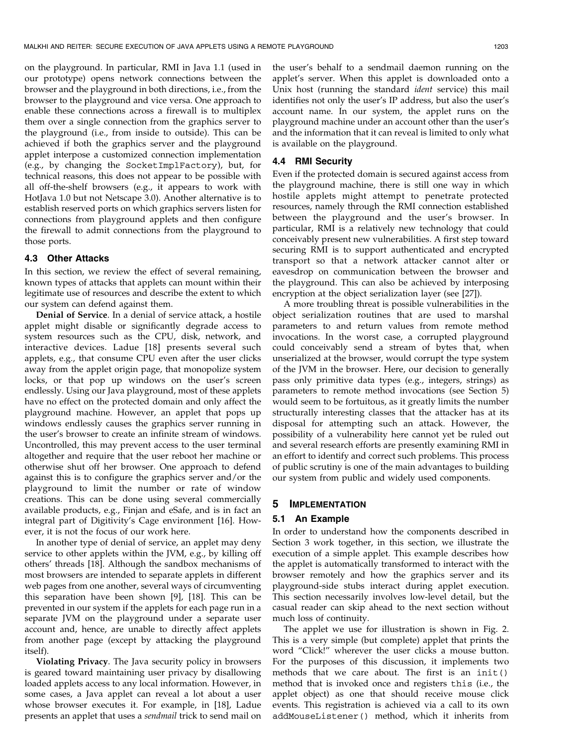on the playground. In particular, RMI in Java 1.1 (used in our prototype) opens network connections between the browser and the playground in both directions, i.e., from the browser to the playground and vice versa. One approach to enable these connections across a firewall is to multiplex them over a single connection from the graphics server to the playground (i.e., from inside to outside). This can be achieved if both the graphics server and the playground applet interpose a customized connection implementation (e.g., by changing the `SocketImplFactory`), but, for technical reasons, this does not appear to be possible with all off-the-shelf browsers (e.g., it appears to work with HotJava 1.0 but not Netscape 3.0). Another alternative is to establish reserved ports on which graphics servers listen for connections from playground applets and then configure the firewall to admit connections from the playground to those ports.

### 4.3 Other Attacks

In this section, we review the effect of several remaining, known types of attacks that applets can mount within their legitimate use of resources and describe the extent to which our system can defend against them.

**Denial of Service**. In a denial of service attack, a hostile applet might disable or significantly degrade access to system resources such as the CPU, disk, network, and interactive devices. Ladue [18] presents several such applets, e.g., that consume CPU even after the user clicks away from the applet origin page, that monopolize system locks, or that pop up windows on the user's screen endlessly. Using our Java playground, most of these applets have no effect on the protected domain and only affect the playground machine. However, an applet that pops up windows endlessly causes the graphics server running in the user's browser to create an infinite stream of windows. Uncontrolled, this may prevent access to the user terminal altogether and require that the user reboot her machine or otherwise shut off her browser. One approach to defend against this is to configure the graphics server and/or the playground to limit the number or rate of window creations. This can be done using several commercially available products, e.g., Finjan and eSafe, and is in fact an integral part of Digitivity's Cage environment [16]. However, it is not the focus of our work here.

In another type of denial of service, an applet may deny service to other applets within the JVM, e.g., by killing off others' threads [18]. Although the sandbox mechanisms of most browsers are intended to separate applets in different web pages from one another, several ways of circumventing this separation have been shown [9], [18]. This can be prevented in our system if the applets for each page run in a separate JVM on the playground under a separate user account and, hence, are unable to directly affect applets from another page (except by attacking the playground itself).

**Violating Privacy**. The Java security policy in browsers is geared toward maintaining user privacy by disallowing loaded applets access to any local information. However, in some cases, a Java applet can reveal a lot about a user whose browser executes it. For example, in [18], Ladue presents an applet that uses a *sendmail* trick to send mail on the user's behalf to a sendmail daemon running on the applet's server. When this applet is downloaded onto a Unix host (running the standard *ident* service) this mail identifies not only the user's IP address, but also the user's account name. In our system, the applet runs on the playground machine under an account other than the user's and the information that it can reveal is limited to only what is available on the playground.

### 4.4 RMI Security

Even if the protected domain is secured against access from the playground machine, there is still one way in which hostile applets might attempt to penetrate protected resources, namely through the RMI connection established between the playground and the user's browser. In particular, RMI is a relatively new technology that could conceivably present new vulnerabilities. A first step toward securing RMI is to support authenticated and encrypted transport so that a network attacker cannot alter or eavesdrop on communication between the browser and the playground. This can also be achieved by interposing encryption at the object serialization layer (see [27]).

A more troubling threat is possible vulnerabilities in the object serialization routines that are used to marshal parameters to and return values from remote method invocations. In the worst case, a corrupted playground could conceivably send a stream of bytes that, when unserialized at the browser, would corrupt the type system of the JVM in the browser. Here, our decision to generally pass only primitive data types (e.g., integers, strings) as parameters to remote method invocations (see Section 5) would seem to be fortuitous, as it greatly limits the number structurally interesting classes that the attacker has at its disposal for attempting such an attack. However, the possibility of a vulnerability here cannot yet be ruled out and several research efforts are presently examining RMI in an effort to identify and correct such problems. This process of public scrutiny is one of the main advantages to building our system from public and widely used components.

## 5 Implementation

### 5.1 An Example

In order to understand how the components described in Section 3 work together, in this section, we illustrate the execution of a simple applet. This example describes how the applet is automatically transformed to interact with the browser remotely and how the graphics server and its playground-side stubs interact during applet execution. This section necessarily involves low-level detail, but the casual reader can skip ahead to the next section without much loss of continuity.

The applet we use for illustration is shown in Fig. 2. This is a very simple (but complete) applet that prints the word "Click!" wherever the user clicks a mouse button. For the purposes of this discussion, it implements two methods that we care about. The first is an `init()` method that is invoked once and registers `this` (i.e., the applet object) as one that should receive mouse click events. This registration is achieved via a call to its own `addMouseListener()` method, which it inherits from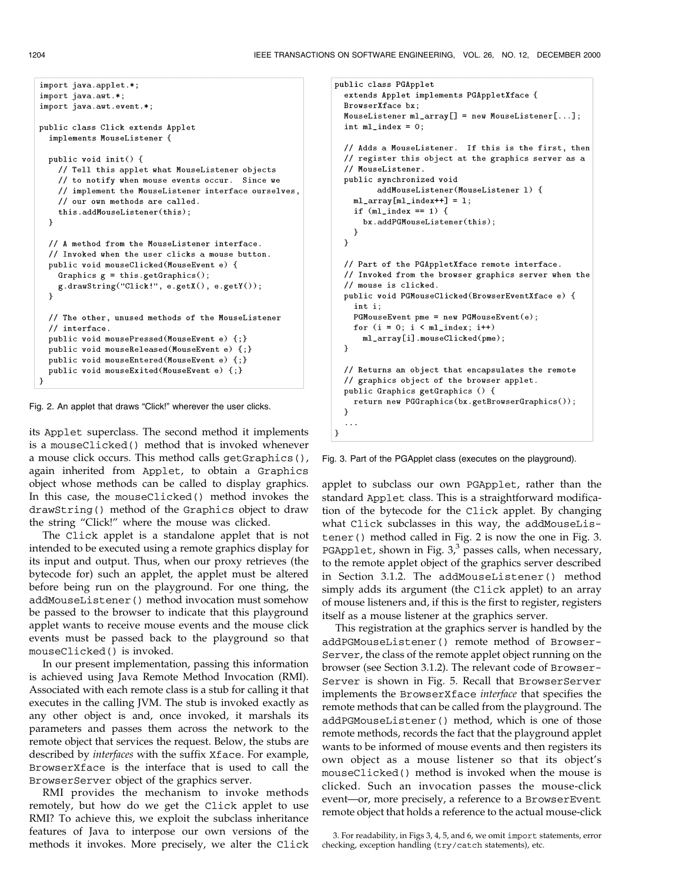```java
import java.applet.*;
import java.awt.*;
import java.awt.event.*;

public class Click extends Applet
  implements MouseListener {

  public void init() {
    // Tell this applet what MouseListener objects
    // to notify when mouse events occur.  Since we
    // implement the MouseListener interface ourselves,
    // our own methods are called.
    this.addMouseListener(this);
  }

  // A method from the MouseListener interface.
  // Invoked when the user clicks a mouse button.
  public void mouseClicked(MouseEvent e) {
    Graphics g = this.getGraphics();
    g.drawString("Click!", e.getX(), e.getY());
  }

  // The other, unused methods of the MouseListener
  // interface.
  public void mousePressed(MouseEvent e) {;}
  public void mouseReleased(MouseEvent e) {;}
  public void mouseEntered(MouseEvent e) {;}
  public void mouseExited(MouseEvent e) {;}
}
```

Fig. 2. An applet that draws "Click!" wherever the user clicks.

its `Applet` superclass. The second method it implements is a `mouseClicked()` method that is invoked whenever a mouse click occurs. This method calls `getGraphics()`, again inherited from `Applet`, to obtain a `Graphics` object whose methods can be called to display graphics. In this case, the `mouseClicked()` method invokes the `drawString()` method of the `Graphics` object to draw the string "Click!" where the mouse was clicked.

The `Click` applet is a standalone applet that is not intended to be executed using a remote graphics display for its input and output. Thus, when our proxy retrieves (the bytecode for) such an applet, the applet must be altered before being run on the playground. For one thing, the `addMouseListener()` method invocation must somehow be passed to the browser to indicate that this playground applet wants to receive mouse events and the mouse click events must be passed back to the playground so that `mouseClicked()` is invoked.

In our present implementation, passing this information is achieved using Java Remote Method Invocation (RMI). Associated with each remote class is a stub for calling it that executes in the calling JVM. The stub is invoked exactly as any other object is and, once invoked, it marshals its parameters and passes them across the network to the remote object that services the request. Below, the stubs are described by *interfaces* with the suffix `Xface`. For example, `BrowserXface` is the interface that is used to call the `BrowserServer` object of the graphics server.

RMI provides the mechanism to invoke methods remotely, but how do we get the `Click` applet to use RMI? To achieve this, we exploit the subclass inheritance features of Java to interpose our own versions of the methods it invokes. More precisely, we alter the `Click` applet to subclass our own `PGApplet`, rather than the standard `Applet` class. This is a straightforward modification of the bytecode for the `Click` applet. By changing what `Click` subclasses in this way, the `addMouseListener()` method called in Fig. 2 is now the one in Fig. 3. `PGApplet`, shown in Fig. 3,[3] passes calls, when necessary, to the remote applet object of the graphics server described in Section 3.1.2. The `addMouseListener()` method simply adds its argument (the `Click` applet) to an array of mouse listeners and, if this is the first to register, registers itself as a mouse listener at the graphics server.

```java
public class PGApplet
  extends Applet implements PGAppletXface {
  BrowserXface bx;
  MouseListener ml_array[] = new MouseListener[...];
  int ml_index = 0;

  // Adds a MouseListener.  If this is the first, then
  // register this object at the graphics server as a
  // MouseListener.
  public synchronized void
        addMouseListener(MouseListener l) {
    ml_array[ml_index++] = l;
    if (ml_index == 1) {
      bx.addPGMouseListener(this);
    }
  }

  // Part of the PGAppletXface remote interface.
  // Invoked from the browser graphics server when the
  // mouse is clicked.
  public void PGMouseClicked(BrowserEventXface e) {
    int i;
    PGMouseEvent pme = new PGMouseEvent(e);
    for (i = 0; i < ml_index; i++)
      ml_array[i].mouseClicked(pme);
  }

  // Returns an object that encapsulates the remote
  // graphics object of the browser applet.
  public Graphics getGraphics () {
    return new PGGraphics(bx.getBrowserGraphics());
  }
  ...
}
```

Fig. 3. Part of the PGApplet class (executes on the playground).

This registration at the graphics server is handled by the `addPGMouseListener()` remote method of `BrowserServer`, the class of the remote applet object running on the browser (see Section 3.1.2). The relevant code of `BrowserServer` is shown in Fig. 5. Recall that `BrowserServer` implements the `BrowserXface` *interface* that specifies the remote methods that can be called from the playground. The `addPGMouseListener()` method, which is one of those remote methods, records the fact that the playground applet wants to be informed of mouse events and then registers its own object as a mouse listener so that its object's `mouseClicked()` method is invoked when the mouse is clicked. Such an invocation passes the mouse-click event—or, more precisely, a reference to a `BrowserEvent` remote object that holds a reference to the actual mouse-click

3. For readability, in Figs 3, 4, 5, and 6, we omit `import` statements, error checking, exception handling (`try`/`catch` statements), etc.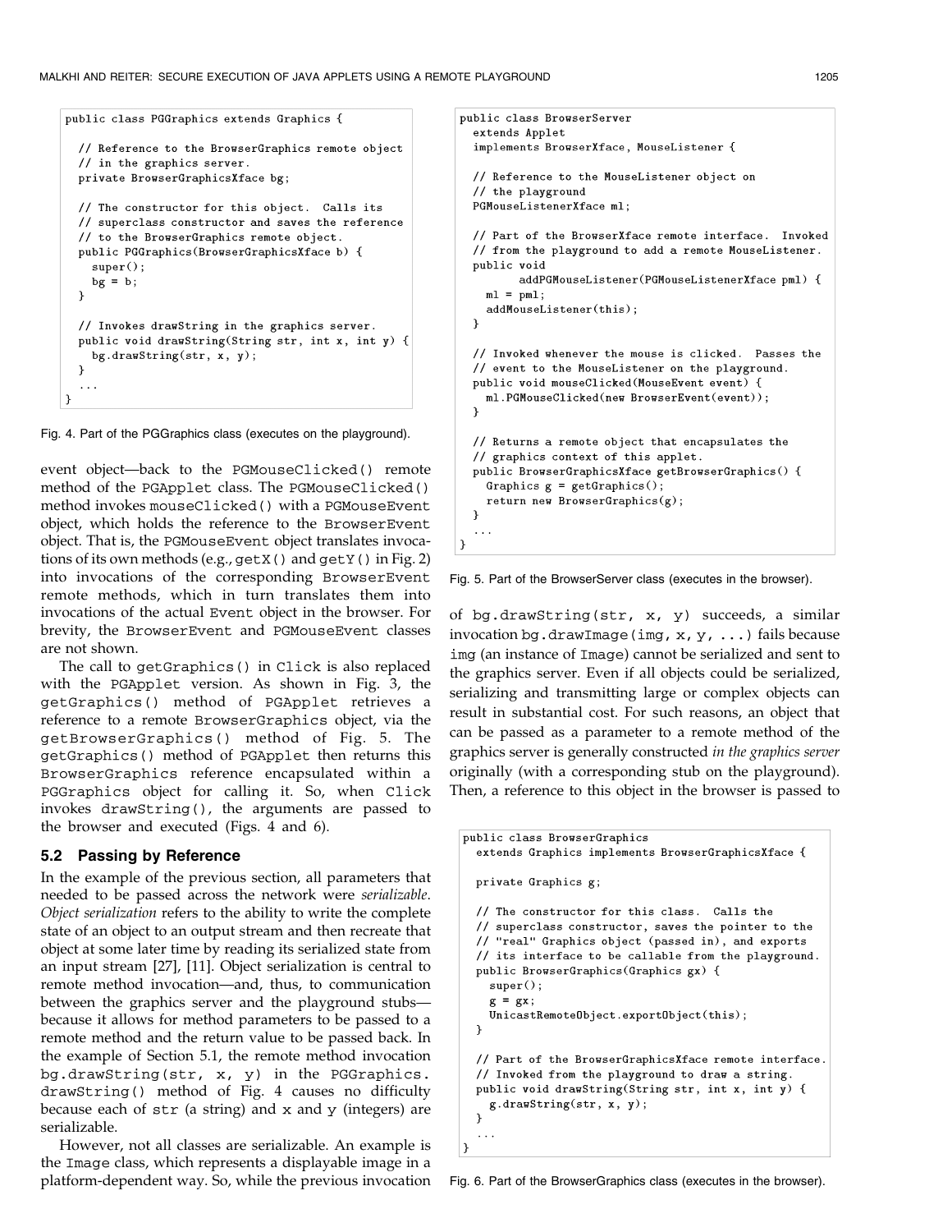```
public class PGGraphics extends Graphics {

  // Reference to the BrowserGraphics remote object
  // in the graphics server.
  private BrowserGraphicsXface bg;

  // The constructor for this object.  Calls its
  // superclass constructor and saves the reference
  // to the BrowserGraphics remote object.
  public PGGraphics(BrowserGraphicsXface b) {
    super();
    bg = b;
  }

  // Invokes drawString in the graphics server.
  public void drawString(String str, int x, int y) {
    bg.drawString(str, x, y);
  }
  ...
}
```

Fig. 4. Part of the PGGraphics class (executes on the playground).

event object—back to the `PGMouseClicked()` remote method of the `PGApplet` class. The `PGMouseClicked()` method invokes `mouseClicked()` with a `PGMouseEvent` object, which holds the reference to the `BrowserEvent` object. That is, the `PGMouseEvent` object translates invocations of its own methods (e.g., `getX()` and `getY()` in Fig. 2) into invocations of the corresponding `BrowserEvent` remote methods, which in turn translates them into invocations of the actual `Event` object in the browser. For brevity, the `BrowserEvent` and `PGMouseEvent` classes are not shown.

The call to `getGraphics()` in `Click` is also replaced with the `PGApplet` version. As shown in Fig. 3, the `getGraphics()` method of `PGApplet` retrieves a reference to a remote `BrowserGraphics` object, via the `getBrowserGraphics()` method of Fig. 5. The `getGraphics()` method of `PGApplet` then returns this `BrowserGraphics` reference encapsulated within a `PGGraphics` object for calling it. So, when `Click` invokes `drawString()`, the arguments are passed to the browser and executed (Figs. 4 and 6).

### 5.2 Passing by Reference

In the example of the previous section, all parameters that needed to be passed across the network were *serializable*. *Object serialization* refers to the ability to write the complete state of an object to an output stream and then recreate that object at some later time by reading its serialized state from an input stream [27], [11]. Object serialization is central to remote method invocation—and, thus, to communication between the graphics server and the playground stubs—because it allows for method parameters to be passed to a remote method and the return value to be passed back. In the example of Section 5.1, the remote method invocation `bg.drawString(str, x, y)` in the `PGGraphics.drawString()` method of Fig. 4 causes no difficulty because each of `str` (a string) and `x` and `y` (integers) are serializable.

However, not all classes are serializable. An example is the `Image` class, which represents a displayable image in a platform-dependent way. So, while the previous invocation of `bg.drawString(str, x, y)` succeeds, a similar invocation `bg.drawImage(img, x, y, ...)` fails because `img` (an instance of `Image`) cannot be serialized and sent to the graphics server. Even if all objects could be serialized, serializing and transmitting large or complex objects can result in substantial cost. For such reasons, an object that can be passed as a parameter to a remote method of the graphics server is generally constructed *in the graphics server* originally (with a corresponding stub on the playground). Then, a reference to this object in the browser is passed to

```
public class BrowserServer
  extends Applet
  implements BrowserXface, MouseListener {

  // Reference to the MouseListener object on
  // the playground
  PGMouseListenerXface ml;

  // Part of the BrowserXface remote interface.  Invoked
  // from the playground to add a remote MouseListener.
  public void
        addPGMouseListener(PGMouseListenerXface pml) {
    ml = pml;
    addMouseListener(this);
  }

  // Invoked whenever the mouse is clicked.  Passes the
  // event to the MouseListener on the playground.
  public void mouseClicked(MouseEvent event) {
    ml.PGMouseClicked(new BrowserEvent(event));
  }

  // Returns a remote object that encapsulates the
  // graphics context of this applet.
  public BrowserGraphicsXface getBrowserGraphics() {
    Graphics g = getGraphics();
    return new BrowserGraphics(g);
  }
  ...
}
```

Fig. 5. Part of the BrowserServer class (executes in the browser).

```
public class BrowserGraphics
  extends Graphics implements BrowserGraphicsXface {

  private Graphics g;

  // The constructor for this class.  Calls the
  // superclass constructor, saves the pointer to the
  // "real" Graphics object (passed in), and exports
  // its interface to be callable from the playground.
  public BrowserGraphics(Graphics gx) {
    super();
    g = gx;
    UnicastRemoteObject.exportObject(this);
  }

  // Part of the BrowserGraphicsXface remote interface.
  // Invoked from the playground to draw a string.
  public void drawString(String str, int x, int y) {
    g.drawString(str, x, y);
  }
  ...
}
```

Fig. 6. Part of the BrowserGraphics class (executes in the browser).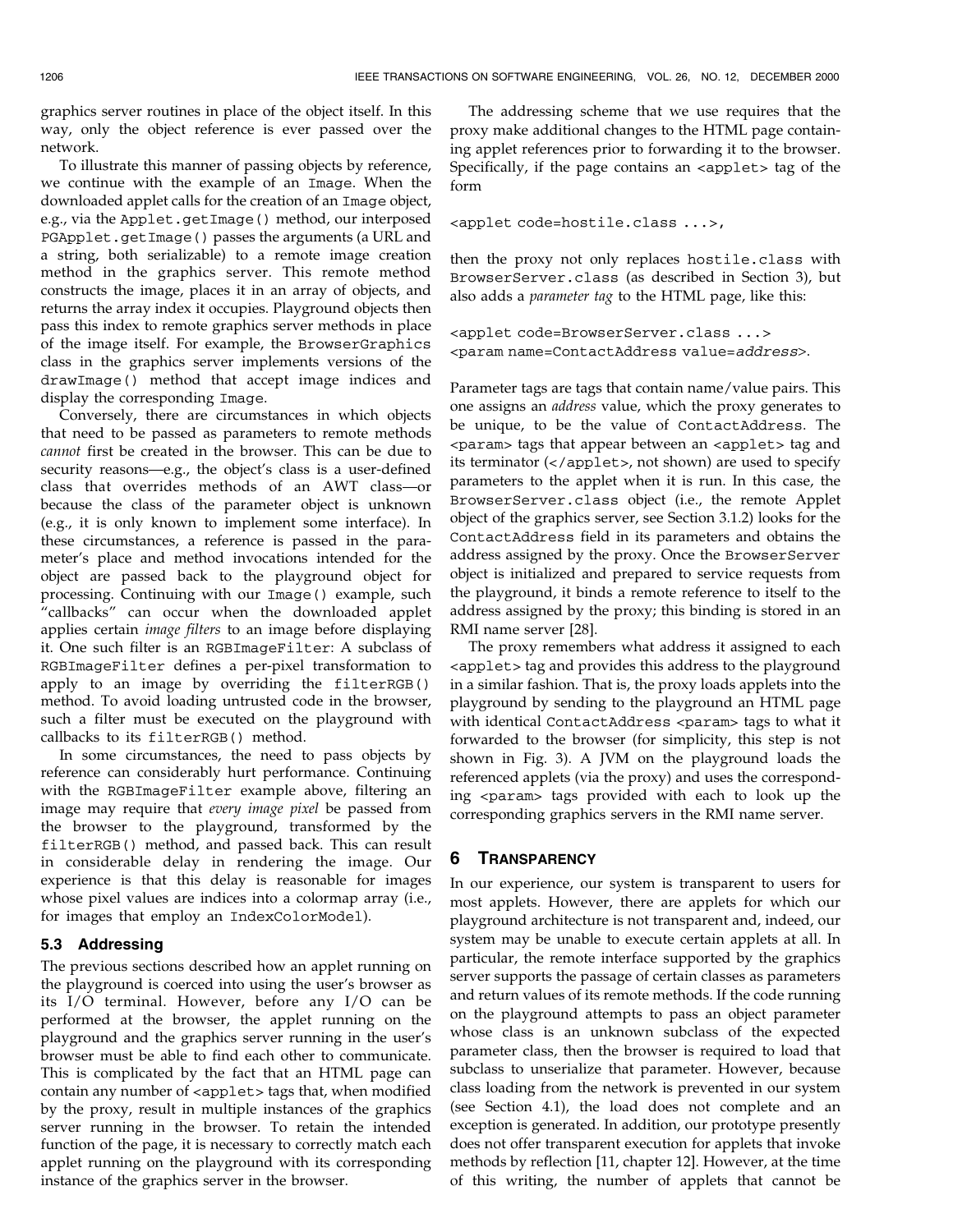graphics server routines in place of the object itself. In this way, only the object reference is ever passed over the network.

To illustrate this manner of passing objects by reference, we continue with the example of an `Image`. When the downloaded applet calls for the creation of an `Image` object, e.g., via the `Applet.getImage()` method, our interposed `PGApplet.getImage()` passes the arguments (a URL and a string, both serializable) to a remote image creation method in the graphics server. This remote method constructs the image, places it in an array of objects, and returns the array index it occupies. Playground objects then pass this index to remote graphics server methods in place of the image itself. For example, the `BrowserGraphics` class in the graphics server implements versions of the `drawImage()` method that accept image indices and display the corresponding `Image`.

Conversely, there are circumstances in which objects that need to be passed as parameters to remote methods *cannot* first be created in the browser. This can be due to security reasons—e.g., the object's class is a user-defined class that overrides methods of an AWT class—or because the class of the parameter object is unknown (e.g., it is only known to implement some interface). In these circumstances, a reference is passed in the parameter's place and method invocations intended for the object are passed back to the playground object for processing. Continuing with our `Image()` example, such "callbacks" can occur when the downloaded applet applies certain *image filters* to an image before displaying it. One such filter is an `RGBImageFilter`: A subclass of `RGBImageFilter` defines a per-pixel transformation to apply to an image by overriding the `filterRGB()` method. To avoid loading untrusted code in the browser, such a filter must be executed on the playground with callbacks to its `filterRGB()` method.

In some circumstances, the need to pass objects by reference can considerably hurt performance. Continuing with the `RGBImageFilter` example above, filtering an image may require that *every image pixel* be passed from the browser to the playground, transformed by the `filterRGB()` method, and passed back. This can result in considerable delay in rendering the image. Our experience is that this delay is reasonable for images whose pixel values are indices into a colormap array (i.e., for images that employ an `IndexColorModel`).

### 5.3 Addressing

The previous sections described how an applet running on the playground is coerced into using the user's browser as its I/O terminal. However, before any I/O can be performed at the browser, the applet running on the playground and the graphics server running in the user's browser must be able to find each other to communicate. This is complicated by the fact that an HTML page can contain any number of `<applet>` tags that, when modified by the proxy, result in multiple instances of the graphics server running in the browser. To retain the intended function of the page, it is necessary to correctly match each applet running on the playground with its corresponding instance of the graphics server in the browser.

The addressing scheme that we use requires that the proxy make additional changes to the HTML page containing applet references prior to forwarding it to the browser. Specifically, if the page contains an `<applet>` tag of the form

```
<applet code=hostile.class ...>,
```

then the proxy not only replaces `hostile.class` with `BrowserServer.class` (as described in Section 3), but also adds a *parameter tag* to the HTML page, like this:

```
<applet code=BrowserServer.class ...>
<param name=ContactAddress value=address>.
```

Parameter tags are tags that contain name/value pairs. This one assigns an *address* value, which the proxy generates to be unique, to be the value of `ContactAddress`. The `<param>` tags that appear between an `<applet>` tag and its terminator (`</applet>`, not shown) are used to specify parameters to the applet when it is run. In this case, the `BrowserServer.class` object (i.e., the remote Applet object of the graphics server, see Section 3.1.2) looks for the `ContactAddress` field in its parameters and obtains the address assigned by the proxy. Once the `BrowserServer` object is initialized and prepared to service requests from the playground, it binds a remote reference to itself to the address assigned by the proxy; this binding is stored in an RMI name server [28].

The proxy remembers what address it assigned to each `<applet>` tag and provides this address to the playground in a similar fashion. That is, the proxy loads applets into the playground by sending to the playground an HTML page with identical `ContactAddress <param>` tags to what it forwarded to the browser (for simplicity, this step is not shown in Fig. 3). A JVM on the playground loads the referenced applets (via the proxy) and uses the corresponding `<param>` tags provided with each to look up the corresponding graphics servers in the RMI name server.

## 6 Transparency

In our experience, our system is transparent to users for most applets. However, there are applets for which our playground architecture is not transparent and, indeed, our system may be unable to execute certain applets at all. In particular, the remote interface supported by the graphics server supports the passage of certain classes as parameters and return values of its remote methods. If the code running on the playground attempts to pass an object parameter whose class is an unknown subclass of the expected parameter class, then the browser is required to load that subclass to unserialize that parameter. However, because class loading from the network is prevented in our system (see Section 4.1), the load does not complete and an exception is generated. In addition, our prototype presently does not offer transparent execution for applets that invoke methods by reflection [11, chapter 12]. However, at the time of this writing, the number of applets that cannot be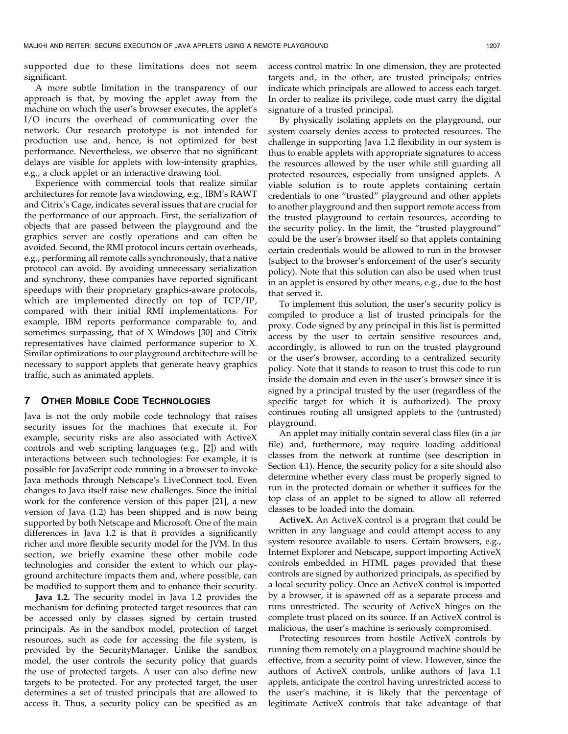supported due to these limitations does not seem significant.

A more subtle limitation in the transparency of our approach is that, by moving the applet away from the machine on which the user's browser executes, the applet's I/O incurs the overhead of communicating over the network. Our research prototype is not intended for production use and, hence, is not optimized for best performance. Nevertheless, we observe that no significant delays are visible for applets with low-intensity graphics, e.g., a clock applet or an interactive drawing tool.

Experience with commercial tools that realize similar architectures for remote Java windowing, e.g., IBM's RAWT and Citrix's Cage, indicates several issues that are crucial for the performance of our approach. First, the serialization of objects that are passed between the playground and the graphics server are costly operations and can often be avoided. Second, the RMI protocol incurs certain overheads, e.g., performing all remote calls synchronously, that a native protocol can avoid. By avoiding unnecessary serialization and synchrony, these companies have reported significant speedups with their proprietary graphics-aware protocols, which are implemented directly on top of TCP/IP, compared with their initial RMI implementations. For example, IBM reports performance comparable to, and sometimes surpassing, that of X Windows [30] and Citrix representatives have claimed performance superior to X. Similar optimizations to our playground architecture will be necessary to support applets that generate heavy graphics traffic, such as animated applets.

## 7 Other Mobile Code Technologies

Java is not the only mobile code technology that raises security issues for the machines that execute it. For example, security risks are also associated with ActiveX controls and web scripting languages (e.g., [2]) and with interactions between such technologies: For example, it is possible for JavaScript code running in a browser to invoke Java methods through Netscape's LiveConnect tool. Even changes to Java itself raise new challenges. Since the initial work for the conference version of this paper [21], a new version of Java (1.2) has been shipped and is now being supported by both Netscape and Microsoft. One of the main differences in Java 1.2 is that it provides a significantly richer and more flexible security model for the JVM. In this section, we briefly examine these other mobile code technologies and consider the extent to which our playground architecture impacts them and, where possible, can be modified to support them and to enhance their security.

**Java 1.2.** The security model in Java 1.2 provides the mechanism for defining protected target resources that can be accessed only by classes signed by certain trusted principals. As in the sandbox model, protection of target resources, such as code for accessing the file system, is provided by the SecurityManager. Unlike the sandbox model, the user controls the security policy that guards the use of protected targets. A user can also define new targets to be protected. For any protected target, the user determines a set of trusted principals that are allowed to access it. Thus, a security policy can be specified as an access control matrix: In one dimension, they are protected targets and, in the other, are trusted principals; entries indicate which principals are allowed to access each target. In order to realize its privilege, code must carry the digital signature of a trusted principal.

By physically isolating applets on the playground, our system coarsely denies access to protected resources. The challenge in supporting Java 1.2 flexibility in our system is thus to enable applets with appropriate signatures to access the resources allowed by the user while still guarding all protected resources, especially from unsigned applets. A viable solution is to route applets containing certain credentials to one "trusted" playground and other applets to another playground and then support remote access from the trusted playground to certain resources, according to the security policy. In the limit, the "trusted playground" could be the user's browser itself so that applets containing certain credentials would be allowed to run in the browser (subject to the browser's enforcement of the user's security policy). Note that this solution can also be used when trust in an applet is ensured by other means, e.g., due to the host that served it.

To implement this solution, the user's security policy is compiled to produce a list of trusted principals for the proxy. Code signed by any principal in this list is permitted access by the user to certain sensitive resources and, accordingly, is allowed to run on the trusted playground or the user's browser, according to a centralized security policy. Note that it stands to reason to trust this code to run inside the domain and even in the user's browser since it is signed by a principal trusted by the user (regardless of the specific target for which it is authorized). The proxy continues routing all unsigned applets to the (untrusted) playground.

An applet may initially contain several class files (in a *jar* file) and, furthermore, may require loading additional classes from the network at runtime (see description in Section 4.1). Hence, the security policy for a site should also determine whether every class must be properly signed to run in the protected domain or whether it suffices for the top class of an applet to be signed to allow all referred classes to be loaded into the domain.

**ActiveX.** An ActiveX control is a program that could be written in any language and could attempt access to any system resource available to users. Certain browsers, e.g., Internet Explorer and Netscape, support importing ActiveX controls embedded in HTML pages provided that these controls are signed by authorized principals, as specified by a local security policy. Once an ActiveX control is imported by a browser, it is spawned off as a separate process and runs unrestricted. The security of ActiveX hinges on the complete trust placed on its source. If an ActiveX control is malicious, the user's machine is seriously compromised.

Protecting resources from hostile ActiveX controls by running them remotely on a playground machine should be effective, from a security point of view. However, since the authors of ActiveX controls, unlike authors of Java 1.1 applets, anticipate the control having unrestricted access to the user's machine, it is likely that the percentage of legitimate ActiveX controls that take advantage of that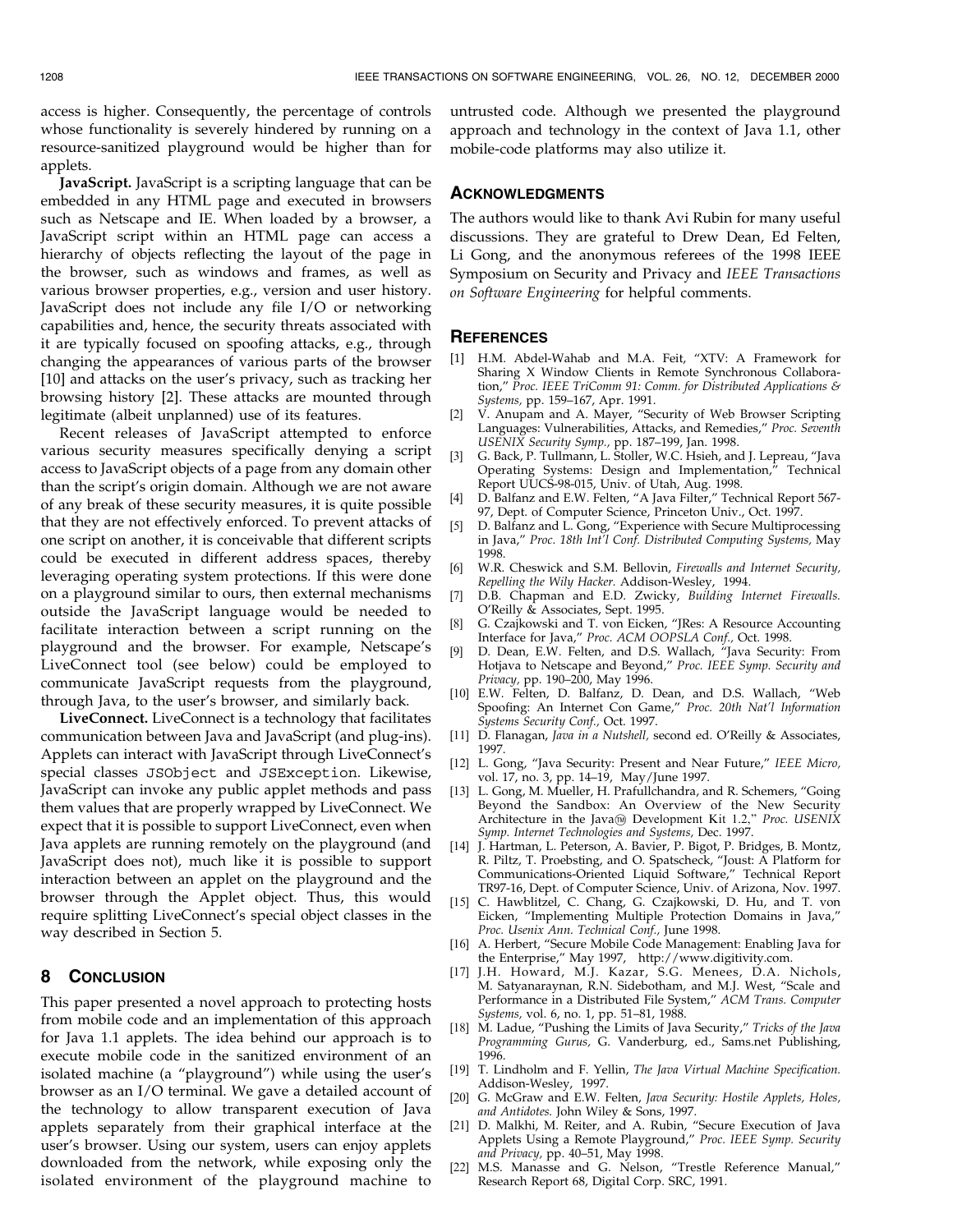access is higher. Consequently, the percentage of controls whose functionality is severely hindered by running on a resource-sanitized playground would be higher than for applets.

**JavaScript.** JavaScript is a scripting language that can be embedded in any HTML page and executed in browsers such as Netscape and IE. When loaded by a browser, a JavaScript script within an HTML page can access a hierarchy of objects reflecting the layout of the page in the browser, such as windows and frames, as well as various browser properties, e.g., version and user history. JavaScript does not include any file I/O or networking capabilities and, hence, the security threats associated with it are typically focused on spoofing attacks, e.g., through changing the appearances of various parts of the browser [10] and attacks on the user's privacy, such as tracking her browsing history [2]. These attacks are mounted through legitimate (albeit unplanned) use of its features.

Recent releases of JavaScript attempted to enforce various security measures specifically denying a script access to JavaScript objects of a page from any domain other than the script's origin domain. Although we are not aware of any break of these security measures, it is quite possible that they are not effectively enforced. To prevent attacks of one script on another, it is conceivable that different scripts could be executed in different address spaces, thereby leveraging operating system protections. If this were done on a playground similar to ours, then external mechanisms outside the JavaScript language would be needed to facilitate interaction between a script running on the playground and the browser. For example, Netscape's LiveConnect tool (see below) could be employed to communicate JavaScript requests from the playground, through Java, to the user's browser, and similarly back.

**LiveConnect.** LiveConnect is a technology that facilitates communication between Java and JavaScript (and plug-ins). Applets can interact with JavaScript through LiveConnect's special classes `JSObject` and `JSException`. Likewise, JavaScript can invoke any public applet methods and pass them values that are properly wrapped by LiveConnect. We expect that it is possible to support LiveConnect, even when Java applets are running remotely on the playground (and JavaScript does not), much like it is possible to support interaction between an applet on the playground and the browser through the Applet object. Thus, this would require splitting LiveConnect's special object classes in the way described in Section 5.

## 8 Conclusion

This paper presented a novel approach to protecting hosts from mobile code and an implementation of this approach for Java 1.1 applets. The idea behind our approach is to execute mobile code in the sanitized environment of an isolated machine (a "playground") while using the user's browser as an I/O terminal. We gave a detailed account of the technology to allow transparent execution of Java applets separately from their graphical interface at the user's browser. Using our system, users can enjoy applets downloaded from the network, while exposing only the isolated environment of the playground machine to untrusted code. Although we presented the playground approach and technology in the context of Java 1.1, other mobile-code platforms may also utilize it.

## Acknowledgments

The authors would like to thank Avi Rubin for many useful discussions. They are grateful to Drew Dean, Ed Felten, Li Gong, and the anonymous referees of the 1998 IEEE Symposium on Security and Privacy and *IEEE Transactions on Software Engineering* for helpful comments.

## References

[1] H.M. Abdel-Wahab and M.A. Feit, "XTV: A Framework for Sharing X Window Clients in Remote Synchronous Collaboration," *Proc. IEEE TriComm 91: Comm. for Distributed Applications & Systems,* pp. 159–167, Apr. 1991.

[2] V. Anupam and A. Mayer, "Security of Web Browser Scripting Languages: Vulnerabilities, Attacks, and Remedies," *Proc. Seventh USENIX Security Symp.,* pp. 187–199, Jan. 1998.

[3] G. Back, P. Tullmann, L. Stoller, W.C. Hsieh, and J. Lepreau, "Java Operating Systems: Design and Implementation," Technical Report UUCS-98-015, Univ. of Utah, Aug. 1998.

[4] D. Balfanz and E.W. Felten, "A Java Filter," Technical Report 567-97, Dept. of Computer Science, Princeton Univ., Oct. 1997.

[5] D. Balfanz and L. Gong, "Experience with Secure Multiprocessing in Java," *Proc. 18th Int'l Conf. Distributed Computing Systems,* May 1998.

[6] W.R. Cheswick and S.M. Bellovin, *Firewalls and Internet Security, Repelling the Wily Hacker.* Addison-Wesley, 1994.

[7] D.B. Chapman and E.D. Zwicky, *Building Internet Firewalls.* O'Reilly & Associates, Sept. 1995.

[8] G. Czajkowski and T. von Eicken, "JRes: A Resource Accounting Interface for Java," *Proc. ACM OOPSLA Conf.,* Oct. 1998.

[9] D. Dean, E.W. Felten, and D.S. Wallach, "Java Security: From Hotjava to Netscape and Beyond," *Proc. IEEE Symp. Security and Privacy,* pp. 190–200, May 1996.

[10] E.W. Felten, D. Balfanz, D. Dean, and D.S. Wallach, "Web Spoofing: An Internet Con Game," *Proc. 20th Nat'l Information Systems Security Conf.,* Oct. 1997.

[11] D. Flanagan, *Java in a Nutshell,* second ed. O'Reilly & Associates, 1997.

[12] L. Gong, "Java Security: Present and Near Future," *IEEE Micro,* vol. 17, no. 3, pp. 14–19, May/June 1997.

[13] L. Gong, M. Mueller, H. Prafullchandra, and R. Schemers, "Going Beyond the Sandbox: An Overview of the New Security Architecture in the Java™ Development Kit 1.2," *Proc. USENIX Symp. Internet Technologies and Systems,* Dec. 1997.

[14] J. Hartman, L. Peterson, A. Bavier, P. Bigot, P. Bridges, B. Montz, R. Piltz, T. Proebsting, and O. Spatscheck, "Joust: A Platform for Communications-Oriented Liquid Software," Technical Report TR97-16, Dept. of Computer Science, Univ. of Arizona, Nov. 1997.

[15] C. Hawblitzel, C. Chang, G. Czajkowski, D. Hu, and T. von Eicken, "Implementing Multiple Protection Domains in Java," *Proc. Usenix Ann. Technical Conf.,* June 1998.

[16] A. Herbert, "Secure Mobile Code Management: Enabling Java for the Enterprise," May 1997, http://www.digitivity.com.

[17] J.H. Howard, M.J. Kazar, S.G. Menees, D.A. Nichols, M. Satyanaraynan, R.N. Sidebotham, and M.J. West, "Scale and Performance in a Distributed File System," *ACM Trans. Computer Systems,* vol. 6, no. 1, pp. 51–81, 1988.

[18] M. Ladue, "Pushing the Limits of Java Security," *Tricks of the Java Programming Gurus,* G. Vanderburg, ed., Sams.net Publishing, 1996.

[19] T. Lindholm and F. Yellin, *The Java Virtual Machine Specification.* Addison-Wesley, 1997.

[20] G. McGraw and E.W. Felten, *Java Security: Hostile Applets, Holes, and Antidotes.* John Wiley & Sons, 1997.

[21] D. Malkhi, M. Reiter, and A. Rubin, "Secure Execution of Java Applets Using a Remote Playground," *Proc. IEEE Symp. Security and Privacy,* pp. 40–51, May 1998.

[22] M.S. Manasse and G. Nelson, "Trestle Reference Manual," Research Report 68, Digital Corp. SRC, 1991.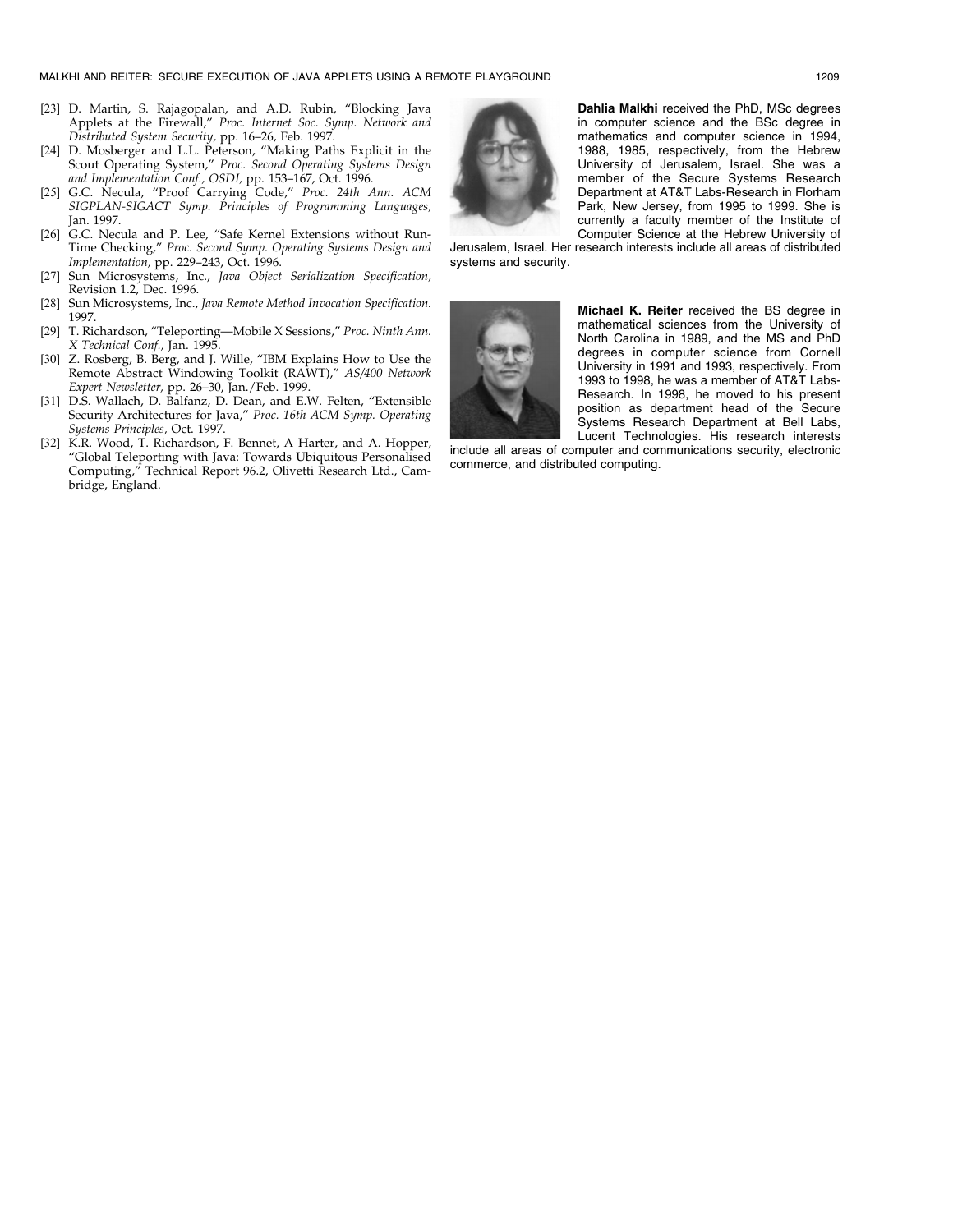[23] D. Martin, S. Rajagopalan, and A.D. Rubin, "Blocking Java Applets at the Firewall," *Proc. Internet Soc. Symp. Network and Distributed System Security,* pp. 16–26, Feb. 1997.

[24] D. Mosberger and L.L. Peterson, "Making Paths Explicit in the Scout Operating System," *Proc. Second Operating Systems Design and Implementation Conf., OSDI,* pp. 153–167, Oct. 1996.

[25] G.C. Necula, "Proof Carrying Code," *Proc. 24th Ann. ACM SIGPLAN-SIGACT Symp. Principles of Programming Languages,* Jan. 1997.

[26] G.C. Necula and P. Lee, "Safe Kernel Extensions without Run-Time Checking," *Proc. Second Symp. Operating Systems Design and Implementation,* pp. 229–243, Oct. 1996.

[27] Sun Microsystems, Inc., *Java Object Serialization Specification,* Revision 1.2, Dec. 1996.

[28] Sun Microsystems, Inc., *Java Remote Method Invocation Specification.* 1997.

[29] T. Richardson, "Teleporting—Mobile X Sessions," *Proc. Ninth Ann. X Technical Conf.,* Jan. 1995.

[30] Z. Rosberg, B. Berg, and J. Wille, "IBM Explains How to Use the Remote Abstract Windowing Toolkit (RAWT)," *AS/400 Network Expert Newsletter,* pp. 26–30, Jan./Feb. 1999.

[31] D.S. Wallach, D. Balfanz, D. Dean, and E.W. Felten, "Extensible Security Architectures for Java," *Proc. 16th ACM Symp. Operating Systems Principles,* Oct. 1997.

[32] K.R. Wood, T. Richardson, F. Bennet, A Harter, and A. Hopper, "Global Teleporting with Java: Towards Ubiquitous Personalised Computing," Technical Report 96.2, Olivetti Research Ltd., Cambridge, England.

**Dahlia Malkhi** received the PhD, MSc degrees in computer science and the BSc degree in mathematics and computer science in 1994, 1988, 1985, respectively, from the Hebrew University of Jerusalem, Israel. She was a member of the Secure Systems Research Department at AT&T Labs-Research in Florham Park, New Jersey, from 1995 to 1999. She is currently a faculty member of the Institute of Computer Science at the Hebrew University of Jerusalem, Israel. Her research interests include all areas of distributed systems and security.

**Michael K. Reiter** received the BS degree in mathematical sciences from the University of North Carolina in 1989, and the MS and PhD degrees in computer science from Cornell University in 1991 and 1993, respectively. From 1993 to 1998, he was a member of AT&T Labs-Research. In 1998, he moved to his present position as department head of the Secure Systems Research Department at Bell Labs, Lucent Technologies. His research interests include all areas of computer and communications security, electronic commerce, and distributed computing.